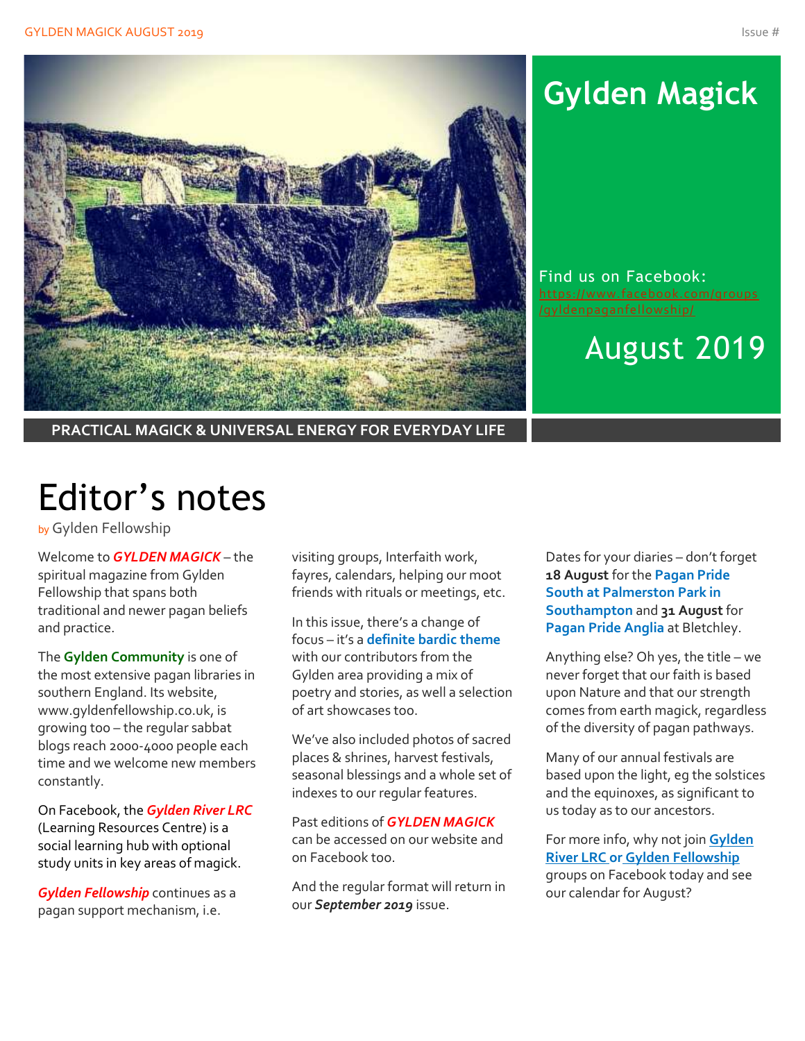# Gylden Magick

Find us on Facebook: https://www.facebook.com/groups/gyldenpaganfellowship/

August 2019

**PRACTICAL MAGICK & UNIVERSAL ENERGY FOR EVERYDAY LIFE**

# Editor's notes

by Gylden Fellowship

Welcome to ***GYLDEN MAGICK*** – the spiritual magazine from Gylden Fellowship that spans both traditional and newer pagan beliefs and practice.

The **Gylden Community** is one of the most extensive pagan libraries in southern England. Its website, www.gyldenfellowship.co.uk, is growing too – the regular sabbat blogs reach 2000-4000 people each time and we welcome new members constantly.

On Facebook, the ***Gylden River LRC*** (Learning Resources Centre) is a social learning hub with optional study units in key areas of magick.

***Gylden Fellowship*** continues as a pagan support mechanism, i.e. visiting groups, Interfaith work, fayres, calendars, helping our moot friends with rituals or meetings, etc.

In this issue, there's a change of focus – it's a **definite bardic theme** with our contributors from the Gylden area providing a mix of poetry and stories, as well a selection of art showcases too.

We've also included photos of sacred places & shrines, harvest festivals, seasonal blessings and a whole set of indexes to our regular features.

Past editions of ***GYLDEN MAGICK*** can be accessed on our website and on Facebook too.

And the regular format will return in our ***September 2019*** issue.

Dates for your diaries – don't forget **18 August** for the **Pagan Pride South at Palmerston Park in Southampton** and **31 August** for **Pagan Pride Anglia** at Bletchley.

Anything else? Oh yes, the title – we never forget that our faith is based upon Nature and that our strength comes from earth magick, regardless of the diversity of pagan pathways.

Many of our annual festivals are based upon the light, eg the solstices and the equinoxes, as significant to us today as to our ancestors.

For more info, why not join **Gylden River LRC or Gylden Fellowship** groups on Facebook today and see our calendar for August?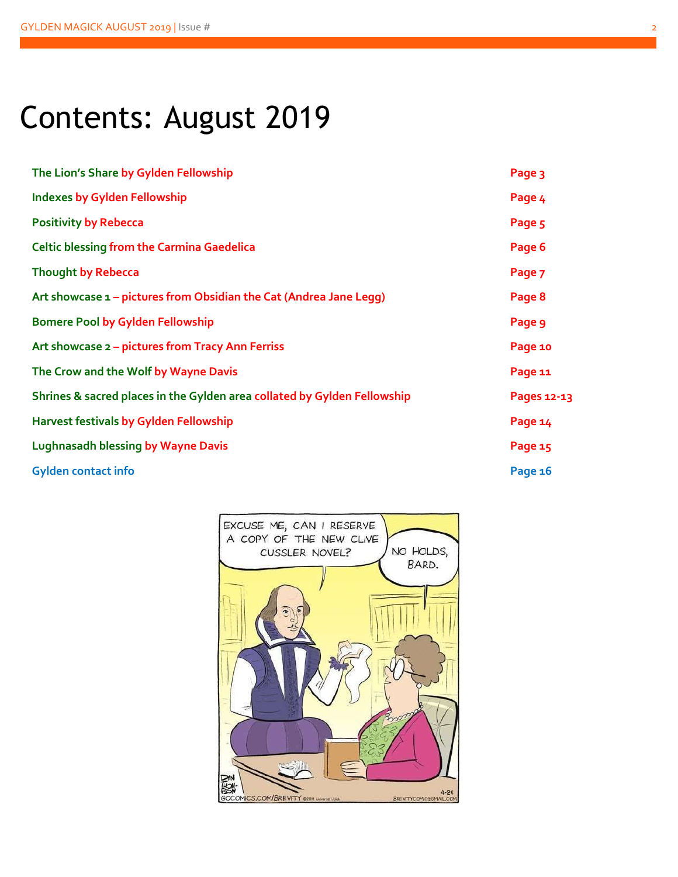# Contents: August 2019

| | |
|---|---|
| **The Lion's Share by Gylden Fellowship** | **Page 3** |
| **Indexes by Gylden Fellowship** | **Page 4** |
| **Positivity by Rebecca** | **Page 5** |
| **Celtic blessing from the Carmina Gaedelica** | **Page 6** |
| **Thought by Rebecca** | **Page 7** |
| **Art showcase 1 – pictures from Obsidian the Cat (Andrea Jane Legg)** | **Page 8** |
| **Bomere Pool by Gylden Fellowship** | **Page 9** |
| **Art showcase 2 – pictures from Tracy Ann Ferriss** | **Page 10** |
| **The Crow and the Wolf by Wayne Davis** | **Page 11** |
| **Shrines & sacred places in the Gylden area collated by Gylden Fellowship** | **Pages 12-13** |
| **Harvest festivals by Gylden Fellowship** | **Page 14** |
| **Lughnasadh blessing by Wayne Davis** | **Page 15** |
| **Gylden contact info** | **Page 16** |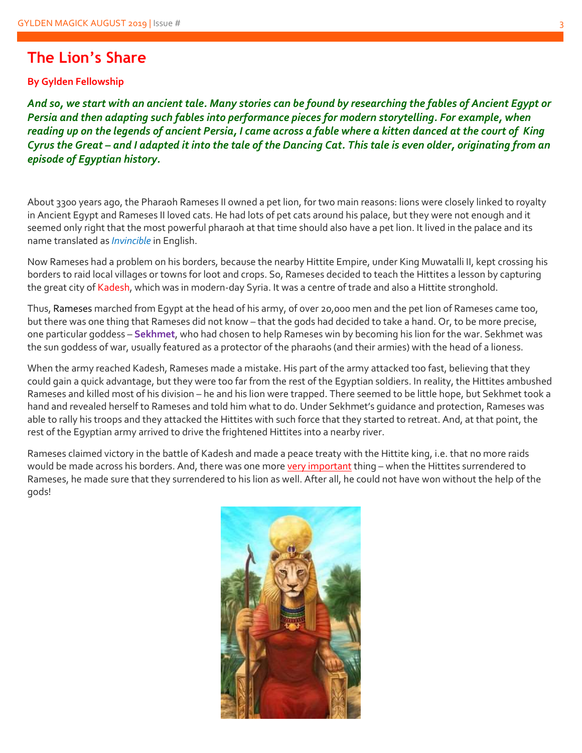# The Lion's Share

**By Gylden Fellowship**

***And so, we start with an ancient tale. Many stories can be found by researching the fables of Ancient Egypt or Persia and then adapting such fables into performance pieces for modern storytelling. For example, when reading up on the legends of ancient Persia, I came across a fable where a kitten danced at the court of King Cyrus the Great – and I adapted it into the tale of the Dancing Cat. This tale is even older, originating from an episode of Egyptian history.***

About 3300 years ago, the Pharaoh Rameses II owned a pet lion, for two main reasons: lions were closely linked to royalty in Ancient Egypt and Rameses II loved cats. He had lots of pet cats around his palace, but they were not enough and it seemed only right that the most powerful pharaoh at that time should also have a pet lion. It lived in the palace and its name translated as *Invincible* in English.

Now Rameses had a problem on his borders, because the nearby Hittite Empire, under King Muwatalli II, kept crossing his borders to raid local villages or towns for loot and crops. So, Rameses decided to teach the Hittites a lesson by capturing the great city of Kadesh, which was in modern-day Syria. It was a centre of trade and also a Hittite stronghold.

Thus, Rameses marched from Egypt at the head of his army, of over 20,000 men and the pet lion of Rameses came too, but there was one thing that Rameses did not know – that the gods had decided to take a hand. Or, to be more precise, one particular goddess – **Sekhmet**, who had chosen to help Rameses win by becoming his lion for the war. Sekhmet was the sun goddess of war, usually featured as a protector of the pharaohs (and their armies) with the head of a lioness.

When the army reached Kadesh, Rameses made a mistake. His part of the army attacked too fast, believing that they could gain a quick advantage, but they were too far from the rest of the Egyptian soldiers. In reality, the Hittites ambushed Rameses and killed most of his division – he and his lion were trapped. There seemed to be little hope, but Sekhmet took a hand and revealed herself to Rameses and told him what to do. Under Sekhmet's guidance and protection, Rameses was able to rally his troops and they attacked the Hittites with such force that they started to retreat. And, at that point, the rest of the Egyptian army arrived to drive the frightened Hittites into a nearby river.

Rameses claimed victory in the battle of Kadesh and made a peace treaty with the Hittite king, i.e. that no more raids would be made across his borders. And, there was one more very important thing – when the Hittites surrendered to Rameses, he made sure that they surrendered to his lion as well. After all, he could not have won without the help of the gods!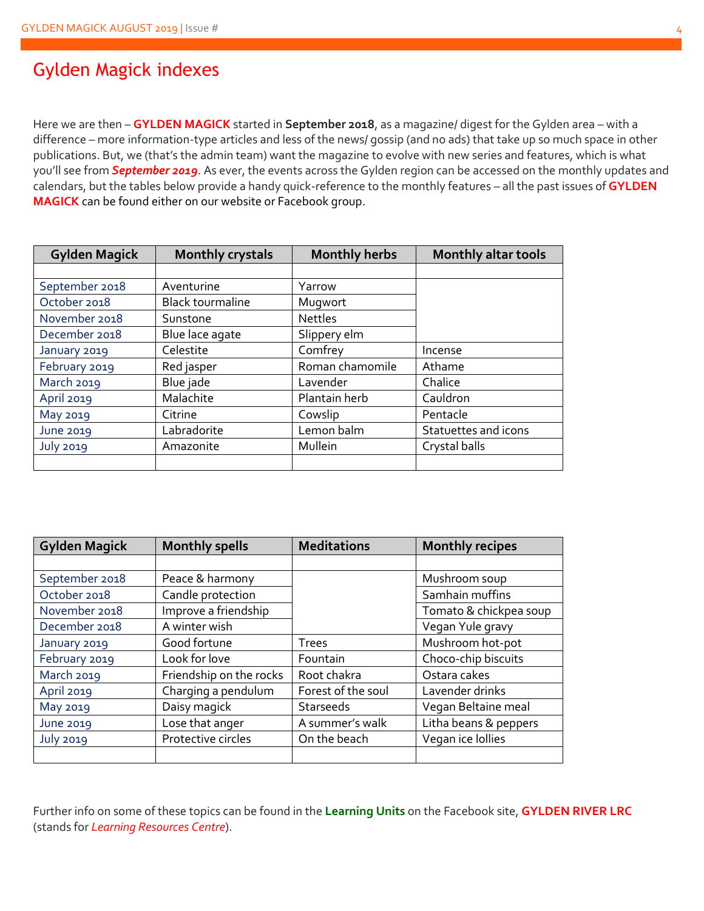# Gylden Magick indexes

Here we are then – **GYLDEN MAGICK** started in **September 2018**, as a magazine/ digest for the Gylden area – with a difference – more information-type articles and less of the news/ gossip (and no ads) that take up so much space in other publications. But, we (that's the admin team) want the magazine to evolve with new series and features, which is what you'll see from ***September 2019***. As ever, the events across the Gylden region can be accessed on the monthly updates and calendars, but the tables below provide a handy quick-reference to the monthly features – all the past issues of **GYLDEN MAGICK** can be found either on our website or Facebook group.

| Gylden Magick | Monthly crystals | Monthly herbs | Monthly altar tools |
|---|---|---|---|
| | | | |
| September 2018 | Aventurine | Yarrow | |
| October 2018 | Black tourmaline | Mugwort | |
| November 2018 | Sunstone | Nettles | |
| December 2018 | Blue lace agate | Slippery elm | |
| January 2019 | Celestite | Comfrey | Incense |
| February 2019 | Red jasper | Roman chamomile | Athame |
| March 2019 | Blue jade | Lavender | Chalice |
| April 2019 | Malachite | Plantain herb | Cauldron |
| May 2019 | Citrine | Cowslip | Pentacle |
| June 2019 | Labradorite | Lemon balm | Statuettes and icons |
| July 2019 | Amazonite | Mullein | Crystal balls |
| | | | |

| Gylden Magick | Monthly spells | Meditations | Monthly recipes |
|---|---|---|---|
| | | | |
| September 2018 | Peace & harmony | | Mushroom soup |
| October 2018 | Candle protection | | Samhain muffins |
| November 2018 | Improve a friendship | | Tomato & chickpea soup |
| December 2018 | A winter wish | | Vegan Yule gravy |
| January 2019 | Good fortune | Trees | Mushroom hot-pot |
| February 2019 | Look for love | Fountain | Choco-chip biscuits |
| March 2019 | Friendship on the rocks | Root chakra | Ostara cakes |
| April 2019 | Charging a pendulum | Forest of the soul | Lavender drinks |
| May 2019 | Daisy magick | Starseeds | Vegan Beltaine meal |
| June 2019 | Lose that anger | A summer's walk | Litha beans & peppers |
| July 2019 | Protective circles | On the beach | Vegan ice lollies |
| | | | |

Further info on some of these topics can be found in the **Learning Units** on the Facebook site, **GYLDEN RIVER LRC** (stands for *Learning Resources Centre*).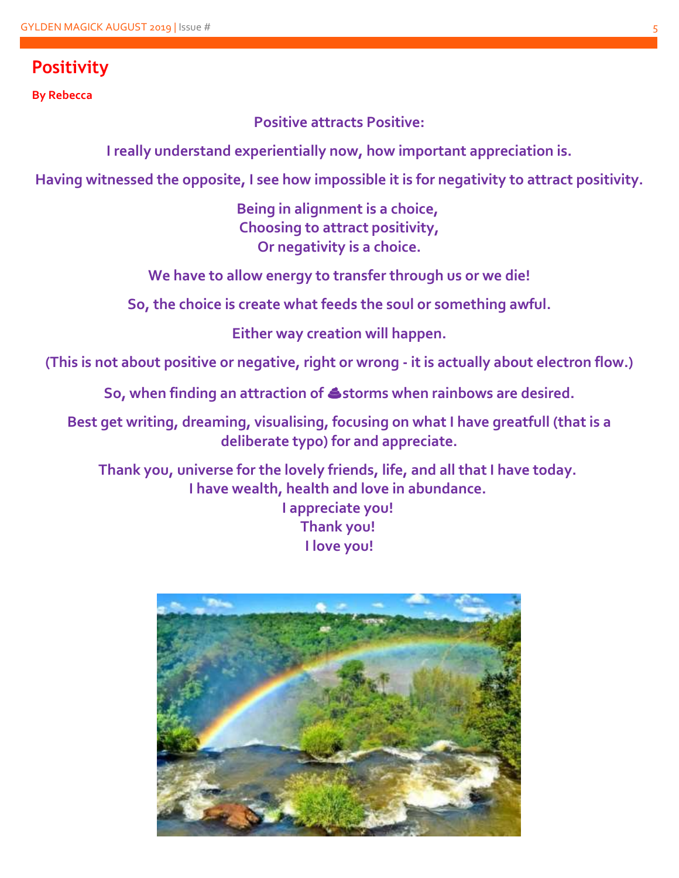# Positivity

**By Rebecca**

**Positive attracts Positive:**

**I really understand experientially now, how important appreciation is.**

**Having witnessed the opposite, I see how impossible it is for negativity to attract positivity.**

**Being in alignment is a choice,**
**Choosing to attract positivity,**
**Or negativity is a choice.**

**We have to allow energy to transfer through us or we die!**

**So, the choice is create what feeds the soul or something awful.**

**Either way creation will happen.**

**(This is not about positive or negative, right or wrong - it is actually about electron flow.)**

**So, when finding an attraction of 💩storms when rainbows are desired.**

**Best get writing, dreaming, visualising, focusing on what I have greatfull (that is a deliberate typo) for and appreciate.**

**Thank you, universe for the lovely friends, life, and all that I have today.**
**I have wealth, health and love in abundance.**
**I appreciate you!**
**Thank you!**
**I love you!**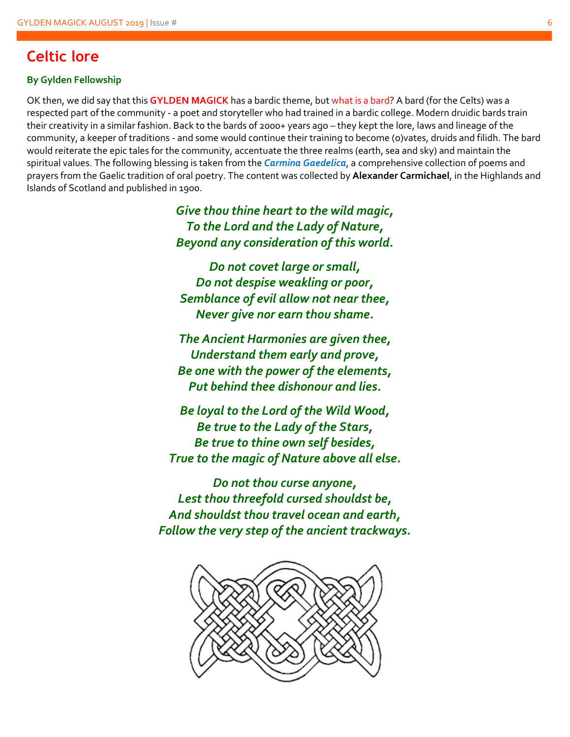# Celtic lore

**By Gylden Fellowship**

OK then, we did say that this **GYLDEN MAGICK** has a bardic theme, but what is a bard? A bard (for the Celts) was a respected part of the community - a poet and storyteller who had trained in a bardic college. Modern druidic bards train their creativity in a similar fashion. Back to the bards of 2000+ years ago – they kept the lore, laws and lineage of the community, a keeper of traditions - and some would continue their training to become (o)vates, druids and filidh. The bard would reiterate the epic tales for the community, accentuate the three realms (earth, sea and sky) and maintain the spiritual values. The following blessing is taken from the ***Carmina Gaedelica***, a comprehensive collection of poems and prayers from the Gaelic tradition of oral poetry. The content was collected by **Alexander Carmichael**, in the Highlands and Islands of Scotland and published in 1900.

***Give thou thine heart to the wild magic,***
***To the Lord and the Lady of Nature,***
***Beyond any consideration of this world.***

***Do not covet large or small,***
***Do not despise weakling or poor,***
***Semblance of evil allow not near thee,***
***Never give nor earn thou shame.***

***The Ancient Harmonies are given thee,***
***Understand them early and prove,***
***Be one with the power of the elements,***
***Put behind thee dishonour and lies.***

***Be loyal to the Lord of the Wild Wood,***
***Be true to the Lady of the Stars,***
***Be true to thine own self besides,***
***True to the magic of Nature above all else.***

***Do not thou curse anyone,***
***Lest thou threefold cursed shouldst be,***
***And shouldst thou travel ocean and earth,***
***Follow the very step of the ancient trackways.***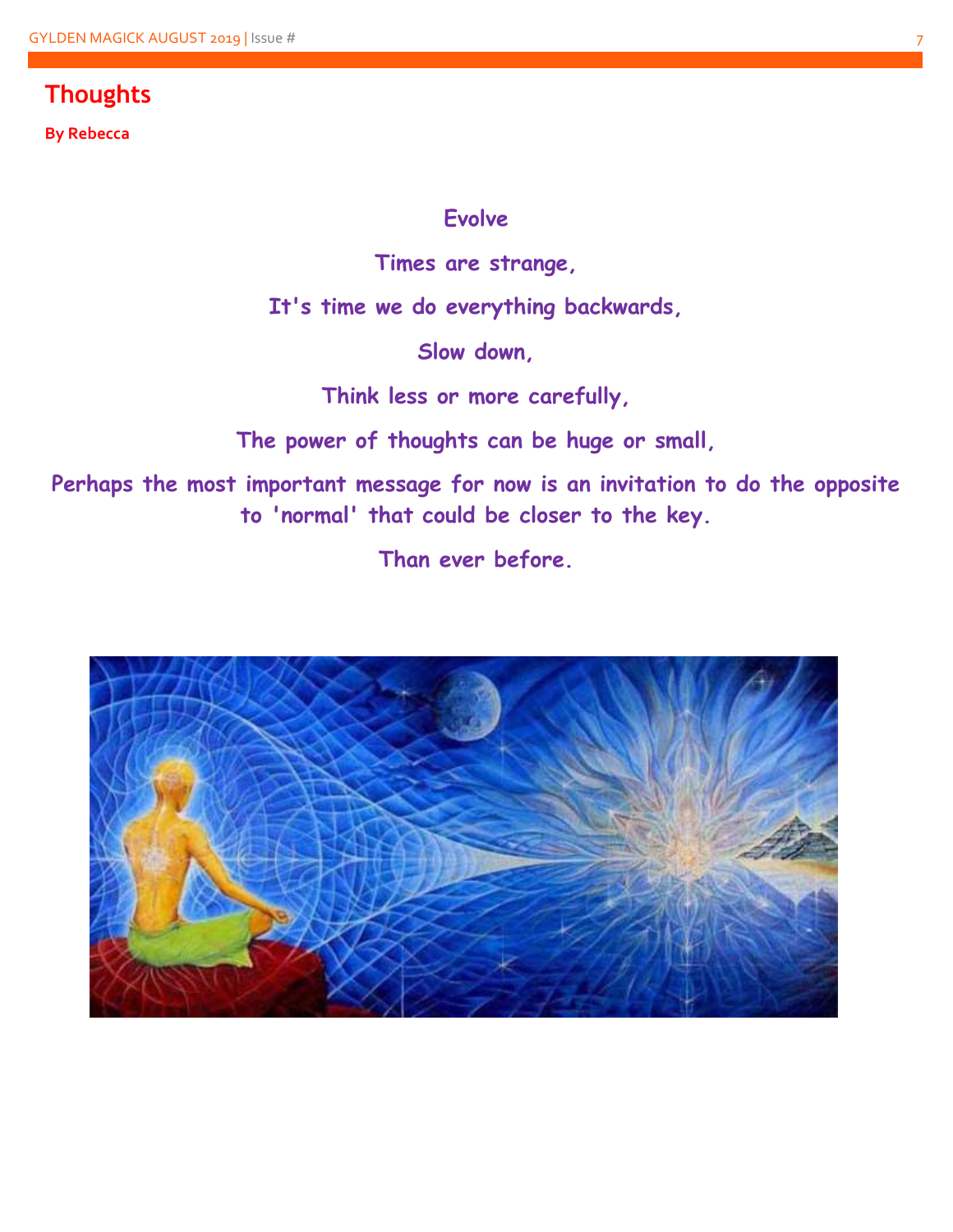# Thoughts

**By Rebecca**

**Evolve**

**Times are strange,**

**It's time we do everything backwards,**

**Slow down,**

**Think less or more carefully,**

**The power of thoughts can be huge or small,**

**Perhaps the most important message for now is an invitation to do the opposite to 'normal' that could be closer to the key.**

**Than ever before.**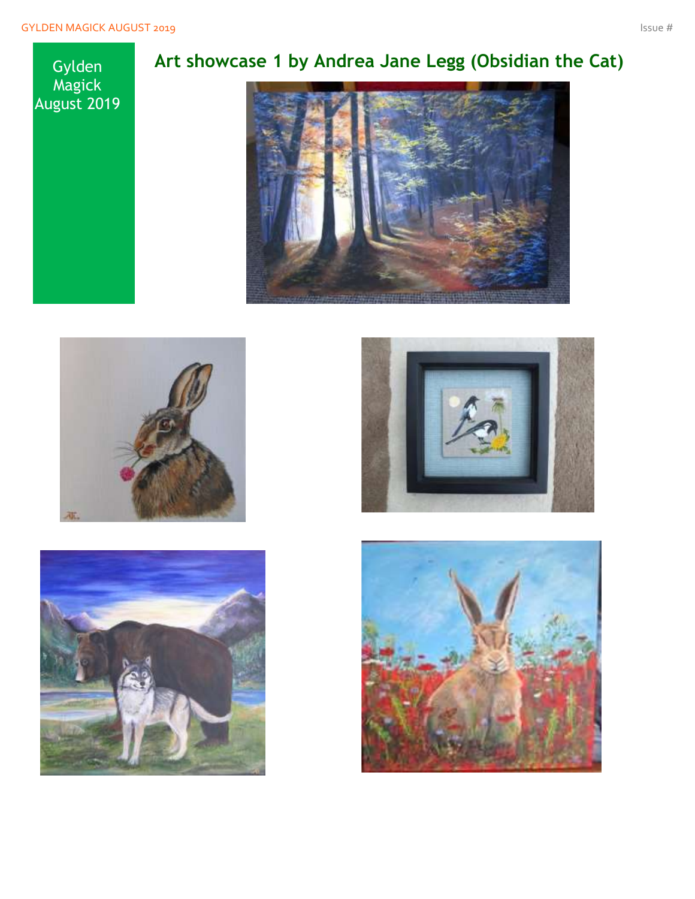Gylden Magick August 2019

# Art showcase 1 by Andrea Jane Legg (Obsidian the Cat)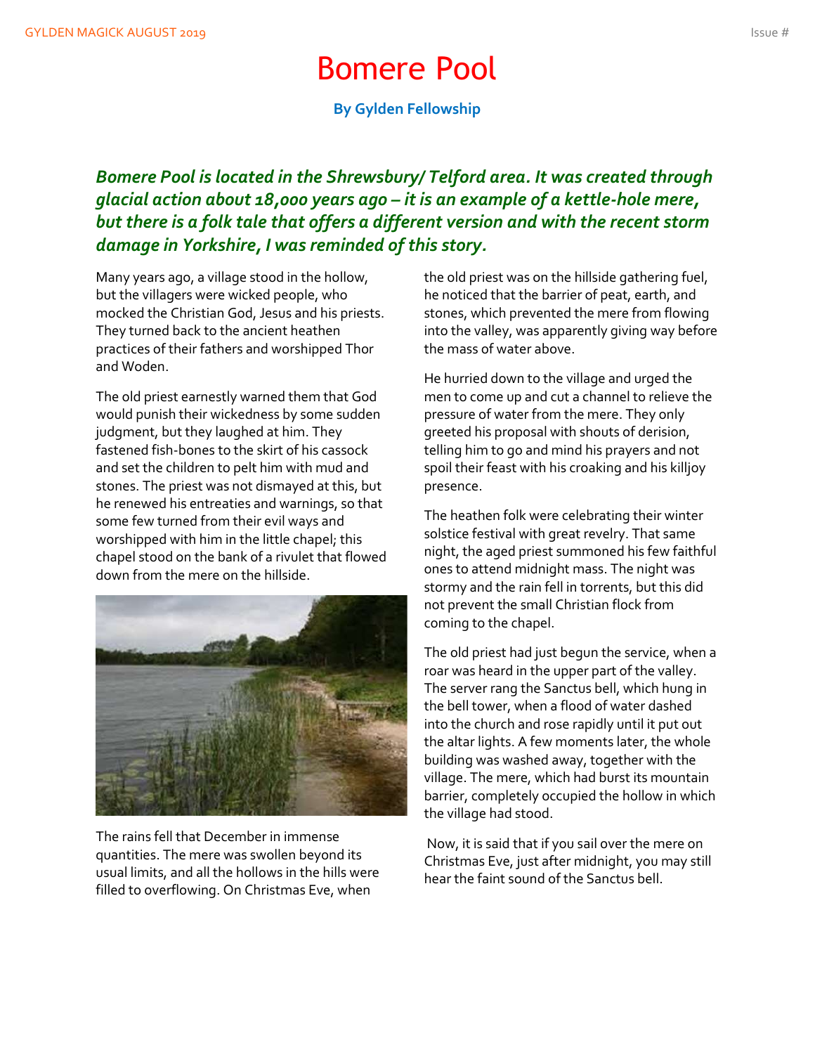# Bomere Pool

**By Gylden Fellowship**

***Bomere Pool is located in the Shrewsbury/ Telford area. It was created through glacial action about 18,000 years ago – it is an example of a kettle-hole mere, but there is a folk tale that offers a different version and with the recent storm damage in Yorkshire, I was reminded of this story.***

Many years ago, a village stood in the hollow, but the villagers were wicked people, who mocked the Christian God, Jesus and his priests. They turned back to the ancient heathen practices of their fathers and worshipped Thor and Woden.

The old priest earnestly warned them that God would punish their wickedness by some sudden judgment, but they laughed at him. They fastened fish-bones to the skirt of his cassock and set the children to pelt him with mud and stones. The priest was not dismayed at this, but he renewed his entreaties and warnings, so that some few turned from their evil ways and worshipped with him in the little chapel; this chapel stood on the bank of a rivulet that flowed down from the mere on the hillside.

The rains fell that December in immense quantities. The mere was swollen beyond its usual limits, and all the hollows in the hills were filled to overflowing. On Christmas Eve, when the old priest was on the hillside gathering fuel, he noticed that the barrier of peat, earth, and stones, which prevented the mere from flowing into the valley, was apparently giving way before the mass of water above.

He hurried down to the village and urged the men to come up and cut a channel to relieve the pressure of water from the mere. They only greeted his proposal with shouts of derision, telling him to go and mind his prayers and not spoil their feast with his croaking and his killjoy presence.

The heathen folk were celebrating their winter solstice festival with great revelry. That same night, the aged priest summoned his few faithful ones to attend midnight mass. The night was stormy and the rain fell in torrents, but this did not prevent the small Christian flock from coming to the chapel.

The old priest had just begun the service, when a roar was heard in the upper part of the valley. The server rang the Sanctus bell, which hung in the bell tower, when a flood of water dashed into the church and rose rapidly until it put out the altar lights. A few moments later, the whole building was washed away, together with the village. The mere, which had burst its mountain barrier, completely occupied the hollow in which the village had stood.

Now, it is said that if you sail over the mere on Christmas Eve, just after midnight, you may still hear the faint sound of the Sanctus bell.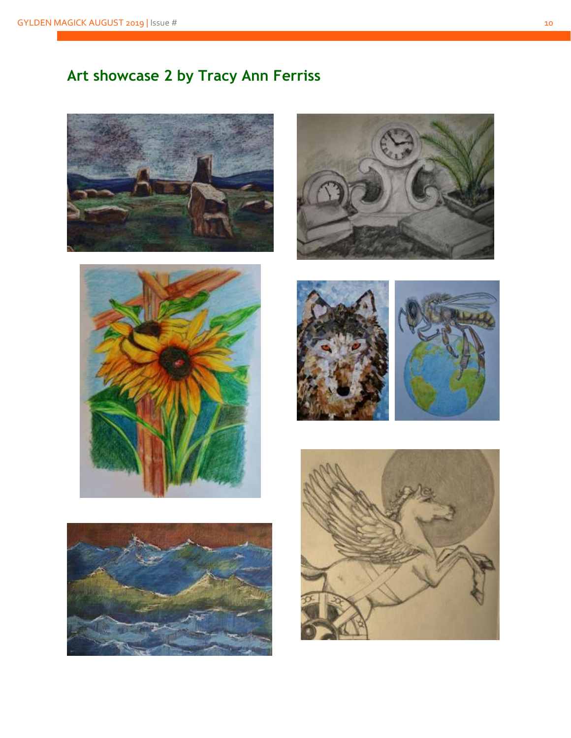## Art showcase 2 by Tracy Ann Ferriss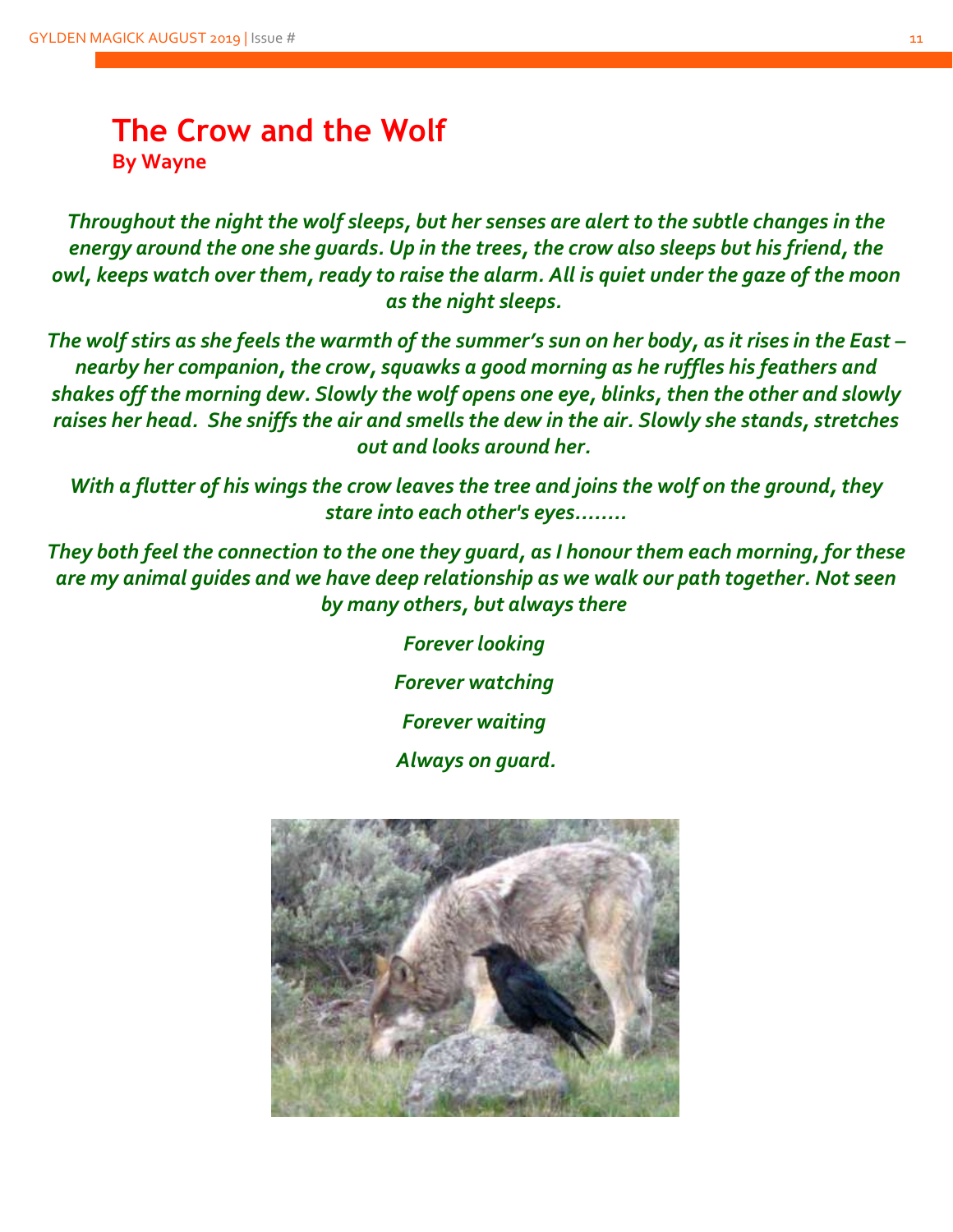# The Crow and the Wolf

**By Wayne**

*Throughout the night the wolf sleeps, but her senses are alert to the subtle changes in the energy around the one she guards. Up in the trees, the crow also sleeps but his friend, the owl, keeps watch over them, ready to raise the alarm. All is quiet under the gaze of the moon as the night sleeps.*

*The wolf stirs as she feels the warmth of the summer's sun on her body, as it rises in the East – nearby her companion, the crow, squawks a good morning as he ruffles his feathers and shakes off the morning dew. Slowly the wolf opens one eye, blinks, then the other and slowly raises her head. She sniffs the air and smells the dew in the air. Slowly she stands, stretches out and looks around her.*

*With a flutter of his wings the crow leaves the tree and joins the wolf on the ground, they stare into each other's eyes........*

*They both feel the connection to the one they guard, as I honour them each morning, for these are my animal guides and we have deep relationship as we walk our path together. Not seen by many others, but always there*

*Forever looking*

*Forever watching*

*Forever waiting*

*Always on guard.*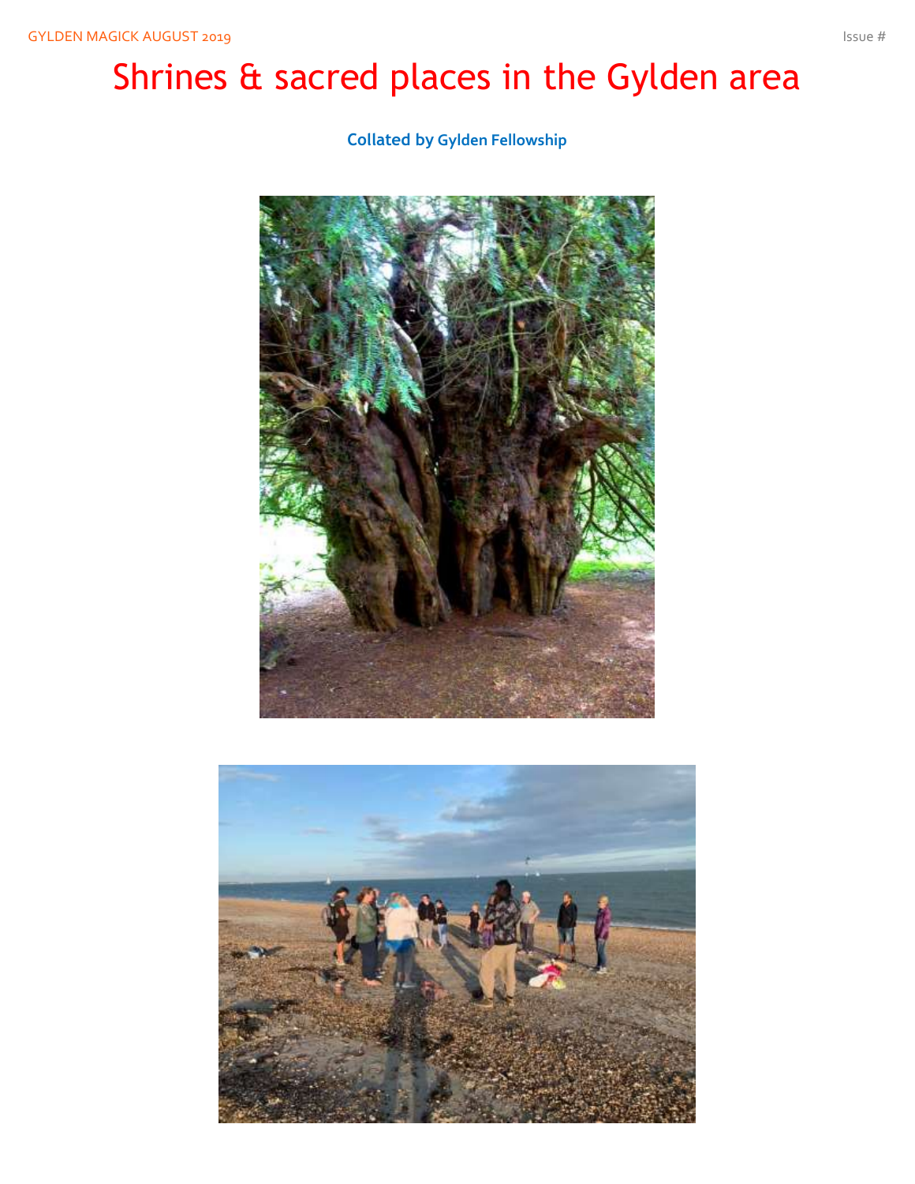# Shrines & sacred places in the Gylden area

**Collated by Gylden Fellowship**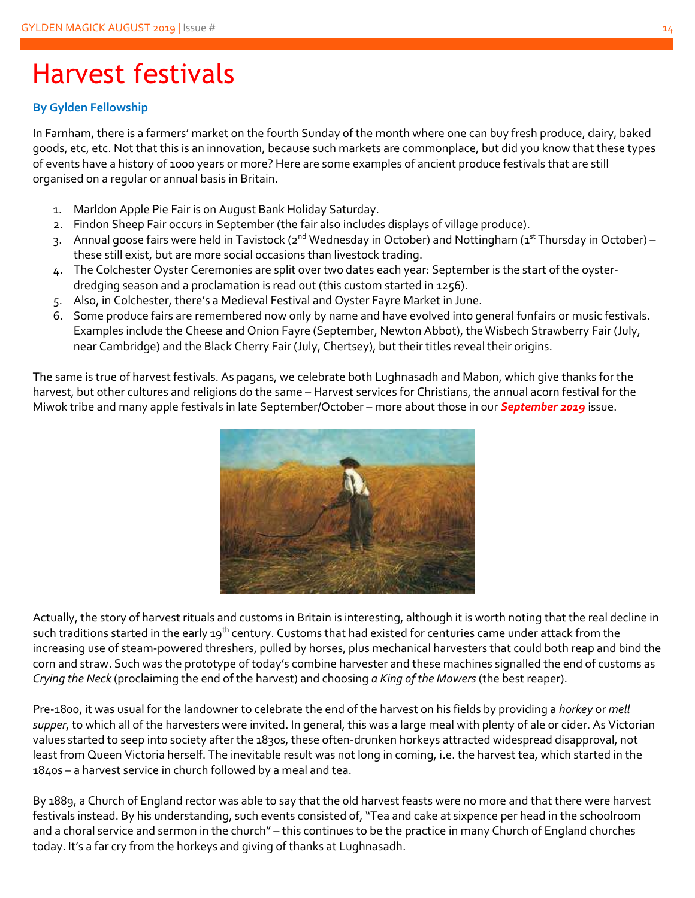# Harvest festivals

**By Gylden Fellowship**

In Farnham, there is a farmers' market on the fourth Sunday of the month where one can buy fresh produce, dairy, baked goods, etc, etc. Not that this is an innovation, because such markets are commonplace, but did you know that these types of events have a history of 1000 years or more? Here are some examples of ancient produce festivals that are still organised on a regular or annual basis in Britain.

1. Marldon Apple Pie Fair is on August Bank Holiday Saturday.
2. Findon Sheep Fair occurs in September (the fair also includes displays of village produce).
3. Annual goose fairs were held in Tavistock (2nd Wednesday in October) and Nottingham (1st Thursday in October) – these still exist, but are more social occasions than livestock trading.
4. The Colchester Oyster Ceremonies are split over two dates each year: September is the start of the oyster-dredging season and a proclamation is read out (this custom started in 1256).
5. Also, in Colchester, there's a Medieval Festival and Oyster Fayre Market in June.
6. Some produce fairs are remembered now only by name and have evolved into general funfairs or music festivals. Examples include the Cheese and Onion Fayre (September, Newton Abbot), the Wisbech Strawberry Fair (July, near Cambridge) and the Black Cherry Fair (July, Chertsey), but their titles reveal their origins.

The same is true of harvest festivals. As pagans, we celebrate both Lughnasadh and Mabon, which give thanks for the harvest, but other cultures and religions do the same – Harvest services for Christians, the annual acorn festival for the Miwok tribe and many apple festivals in late September/October – more about those in our ***September 2019*** issue.

Actually, the story of harvest rituals and customs in Britain is interesting, although it is worth noting that the real decline in such traditions started in the early 19th century. Customs that had existed for centuries came under attack from the increasing use of steam-powered threshers, pulled by horses, plus mechanical harvesters that could both reap and bind the corn and straw. Such was the prototype of today's combine harvester and these machines signalled the end of customs as *Crying the Neck* (proclaiming the end of the harvest) and choosing *a King of the Mowers* (the best reaper).

Pre-1800, it was usual for the landowner to celebrate the end of the harvest on his fields by providing a *horkey* or *mell supper*, to which all of the harvesters were invited. In general, this was a large meal with plenty of ale or cider. As Victorian values started to seep into society after the 1830s, these often-drunken horkeys attracted widespread disapproval, not least from Queen Victoria herself. The inevitable result was not long in coming, i.e. the harvest tea, which started in the 1840s – a harvest service in church followed by a meal and tea.

By 1889, a Church of England rector was able to say that the old harvest feasts were no more and that there were harvest festivals instead. By his understanding, such events consisted of, "Tea and cake at sixpence per head in the schoolroom and a choral service and sermon in the church" – this continues to be the practice in many Church of England churches today. It's a far cry from the horkeys and giving of thanks at Lughnasadh.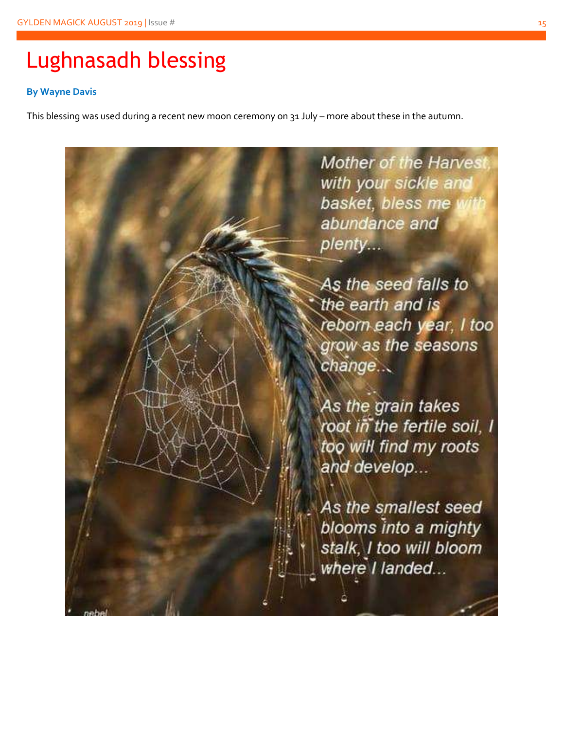# Lughnasadh blessing

**By Wayne Davis**

This blessing was used during a recent new moon ceremony on 31 July – more about these in the autumn.

*Mother of the Harvest, with your sickle and basket, bless me with abundance and plenty...*

*As the seed falls to the earth and is reborn each year, I too grow as the seasons change...*

*As the grain takes root in the fertile soil, I too will find my roots and develop...*

*As the smallest seed blooms into a mighty stalk, I too will bloom where I landed...*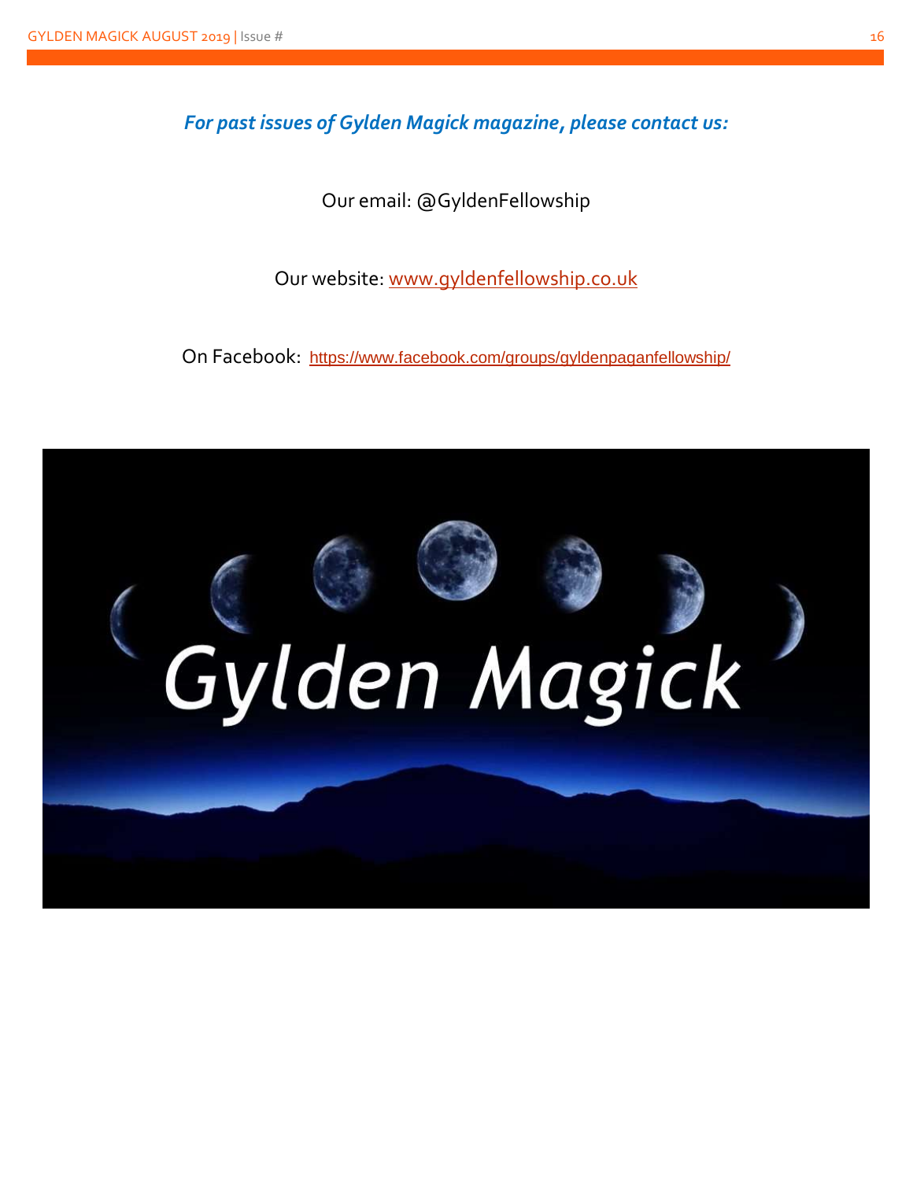***For past issues of Gylden Magick magazine, please contact us:***

Our email: @GyldenFellowship

Our website: www.gyldenfellowship.co.uk

On Facebook: https://www.facebook.com/groups/gyldenpaganfellowship/